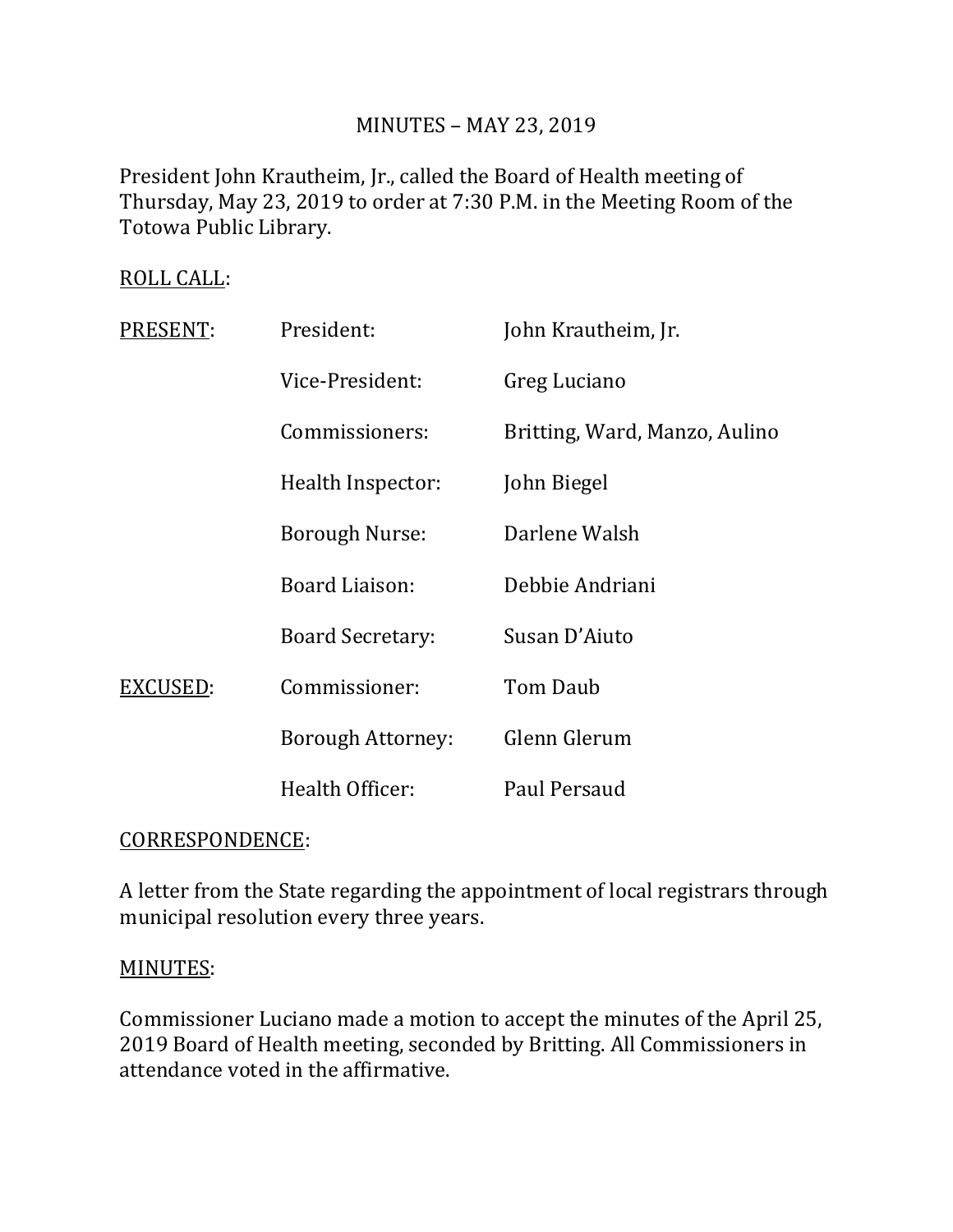# MINUTES – MAY 23, 2019

President John Krautheim, Jr., called the Board of Health meeting of Thursday, May 23, 2019 to order at 7:30 P.M. in the Meeting Room of the Totowa Public Library.

<u>ROLL CALL</u>:

| | | |
|---|---|---|
| <u>PRESENT</u>: | President: | John Krautheim, Jr. |
| | Vice-President: | Greg Luciano |
| | Commissioners: | Britting, Ward, Manzo, Aulino |
| | Health Inspector: | John Biegel |
| | Borough Nurse: | Darlene Walsh |
| | Board Liaison: | Debbie Andriani |
| | Board Secretary: | Susan D'Aiuto |
| <u>EXCUSED</u>: | Commissioner: | Tom Daub |
| | Borough Attorney: | Glenn Glerum |
| | Health Officer: | Paul Persaud |

<u>CORRESPONDENCE</u>:

A letter from the State regarding the appointment of local registrars through municipal resolution every three years.

<u>MINUTES</u>:

Commissioner Luciano made a motion to accept the minutes of the April 25, 2019 Board of Health meeting, seconded by Britting. All Commissioners in attendance voted in the affirmative.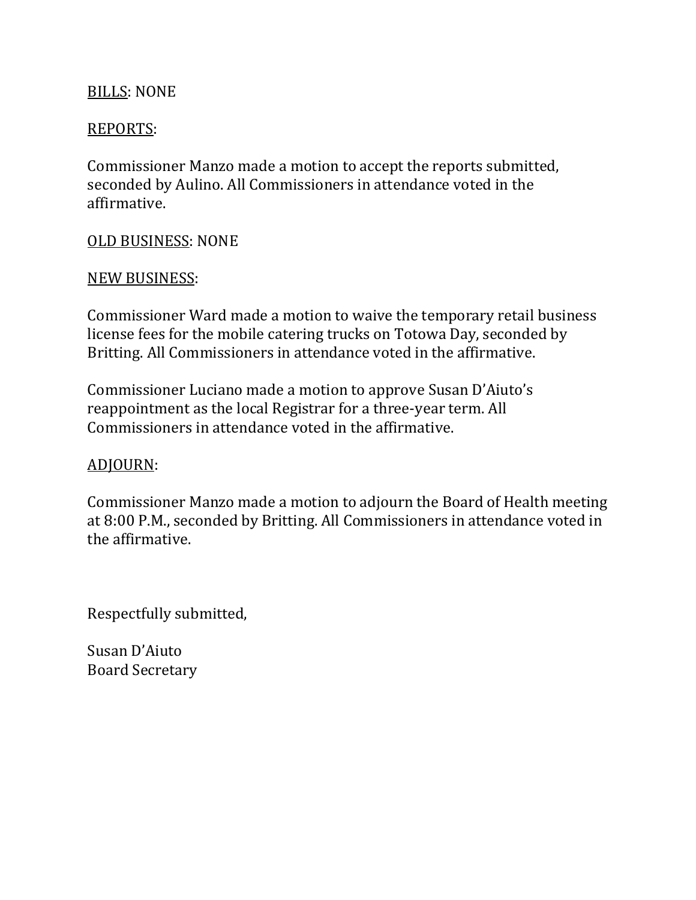<u>BILLS</u>: NONE

<u>REPORTS</u>:

Commissioner Manzo made a motion to accept the reports submitted, seconded by Aulino. All Commissioners in attendance voted in the affirmative.

<u>OLD BUSINESS</u>: NONE

<u>NEW BUSINESS</u>:

Commissioner Ward made a motion to waive the temporary retail business license fees for the mobile catering trucks on Totowa Day, seconded by Britting. All Commissioners in attendance voted in the affirmative.

Commissioner Luciano made a motion to approve Susan D'Aiuto's reappointment as the local Registrar for a three-year term. All Commissioners in attendance voted in the affirmative.

<u>ADJOURN</u>:

Commissioner Manzo made a motion to adjourn the Board of Health meeting at 8:00 P.M., seconded by Britting. All Commissioners in attendance voted in the affirmative.

Respectfully submitted,

Susan D'Aiuto
Board Secretary